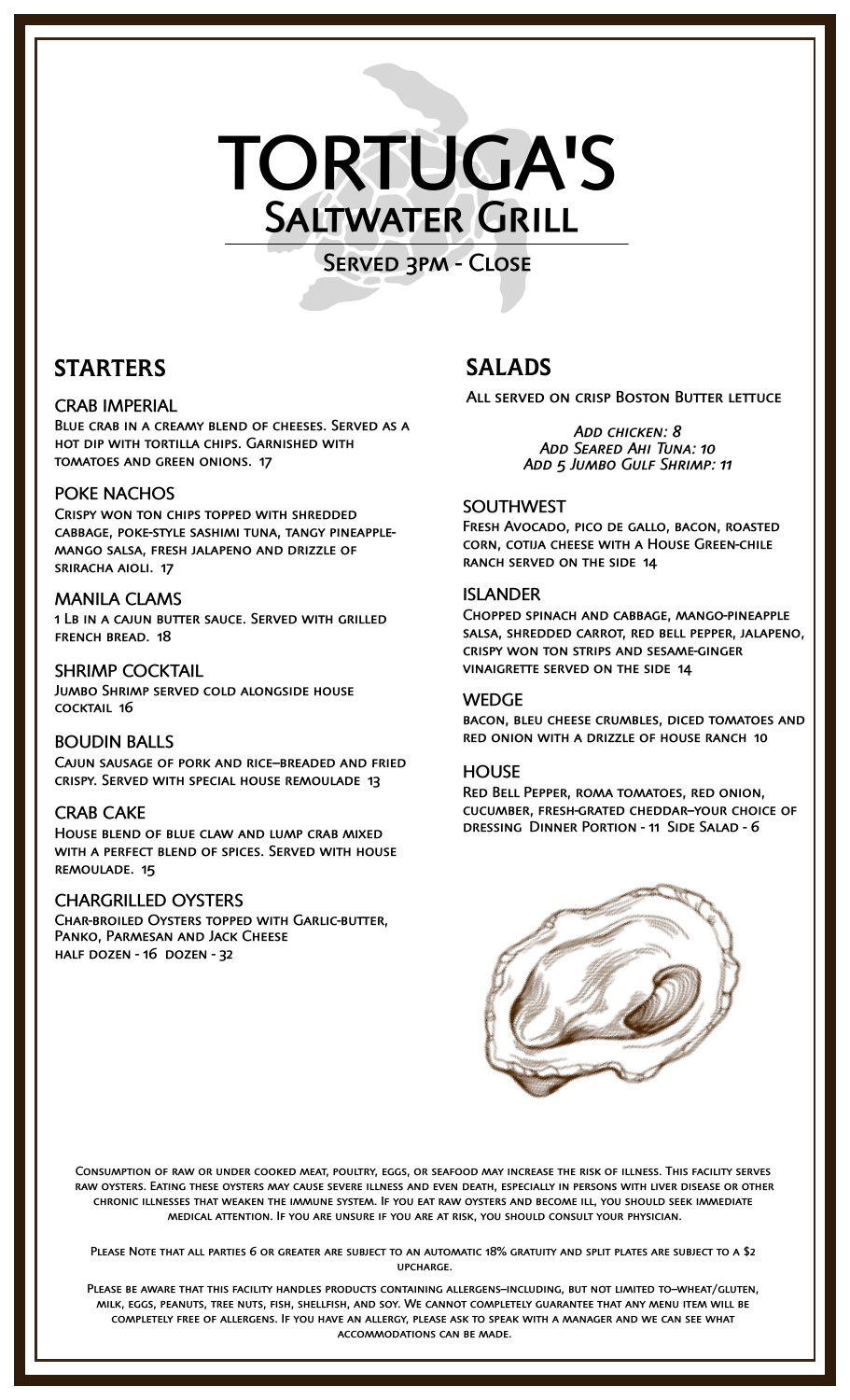# TORTUGA'S

## Saltwater Grill

Served 3pm - Close

## STARTERS

### CRAB IMPERIAL

Blue crab in a creamy blend of cheeses. Served as a hot dip with tortilla chips. Garnished with tomatoes and green onions. 17

### POKE NACHOS

Crispy won ton chips topped with shredded cabbage, poke-style sashimi tuna, tangy pineapple-mango salsa, fresh jalapeno and drizzle of sriracha aioli. 17

### MANILA CLAMS

1 Lb in a cajun butter sauce. Served with grilled french bread. 18

### SHRIMP COCKTAIL

Jumbo Shrimp served cold alongside house cocktail 16

### BOUDIN BALLS

Cajun sausage of pork and rice–breaded and fried crispy. Served with special house remoulade 13

### CRAB CAKE

House blend of blue claw and lump crab mixed with a perfect blend of spices. Served with house remoulade. 15

### CHARGRILLED OYSTERS

Char-broiled Oysters topped with Garlic-butter, Panko, Parmesan and Jack Cheese
half dozen - 16 dozen - 32

## SALADS

All served on crisp Boston Butter lettuce

*Add chicken: 8*
*Add Seared Ahi Tuna: 10*
*Add 5 Jumbo Gulf Shrimp: 11*

### SOUTHWEST

Fresh Avocado, pico de gallo, bacon, roasted corn, cotija cheese with a House Green-chile ranch served on the side 14

### ISLANDER

Chopped spinach and cabbage, mango-pineapple salsa, shredded carrot, red bell pepper, jalapeno, crispy won ton strips and sesame-ginger vinaigrette served on the side 14

### WEDGE

bacon, bleu cheese crumbles, diced tomatoes and red onion with a drizzle of house ranch 10

### HOUSE

Red Bell Pepper, roma tomatoes, red onion, cucumber, fresh-grated cheddar–your choice of dressing Dinner Portion - 11 Side Salad - 6

Consumption of raw or under cooked meat, poultry, eggs, or seafood may increase the risk of illness. This facility serves raw oysters. Eating these oysters may cause severe illness and even death, especially in persons with liver disease or other chronic illnesses that weaken the immune system. If you eat raw oysters and become ill, you should seek immediate medical attention. If you are unsure if you are at risk, you should consult your physician.

Please Note that all parties 6 or greater are subject to an automatic 18% gratuity and split plates are subject to a $2 upcharge.

Please be aware that this facility handles products containing allergens–including, but not limited to–wheat/gluten, milk, eggs, peanuts, tree nuts, fish, shellfish, and soy. We cannot completely guarantee that any menu item will be completely free of allergens. If you have an allergy, please ask to speak with a manager and we can see what accommodations can be made.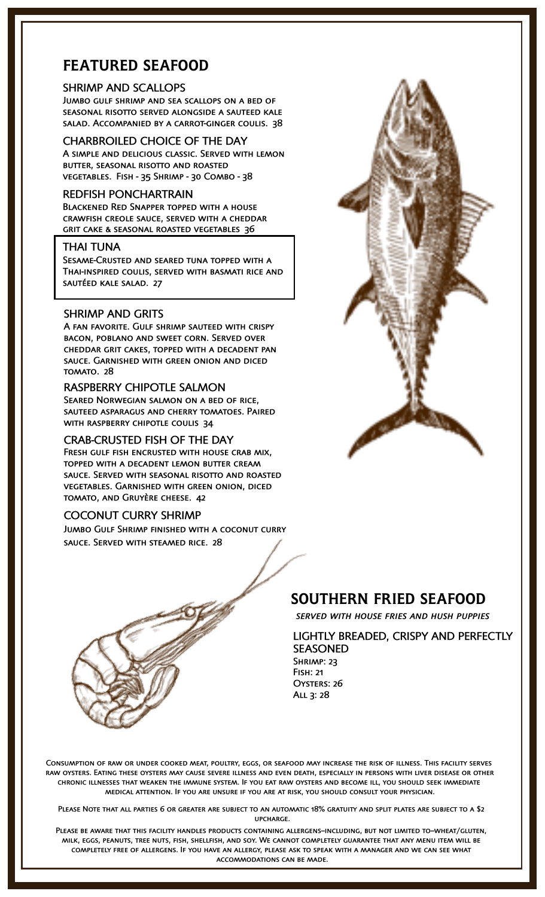# FEATURED SEAFOOD

### SHRIMP AND SCALLOPS

Jumbo gulf shrimp and sea scallops on a bed of seasonal risotto served alongside a sauteed kale salad. Accompanied by a carrot-ginger coulis. 38

### CHARBROILED CHOICE OF THE DAY

A simple and delicious classic. Served with lemon butter, seasonal risotto and roasted vegetables. Fish - 35 Shrimp - 30 Combo - 38

### REDFISH PONCHARTRAIN

Blackened Red Snapper topped with a house crawfish creole sauce, served with a cheddar grit cake & seasonal roasted vegetables 36

### THAI TUNA

Sesame-Crusted and seared tuna topped with a Thai-inspired coulis, served with basmati rice and sautéed kale salad. 27

### SHRIMP AND GRITS

A fan favorite. Gulf shrimp sauteed with crispy bacon, poblano and sweet corn. Served over cheddar grit cakes, topped with a decadent pan sauce. Garnished with green onion and diced tomato. 28

### RASPBERRY CHIPOTLE SALMON

Seared Norwegian salmon on a bed of rice, sauteed asparagus and cherry tomatoes. Paired with raspberry chipotle coulis 34

### CRAB-CRUSTED FISH OF THE DAY

Fresh gulf fish encrusted with house crab mix, topped with a decadent lemon butter cream sauce. Served with seasonal risotto and roasted vegetables. Garnished with green onion, diced tomato, and Gruyère cheese. 42

### COCONUT CURRY SHRIMP

Jumbo Gulf Shrimp finished with a coconut curry sauce. Served with steamed rice. 28

# SOUTHERN FRIED SEAFOOD

*SERVED WITH HOUSE FRIES AND HUSH PUPPIES*

### LIGHTLY BREADED, CRISPY AND PERFECTLY SEASONED

Shrimp: 23
Fish: 21
Oysters: 26
All 3: 28

Consumption of raw or under cooked meat, poultry, eggs, or seafood may increase the risk of illness. This facility serves raw oysters. Eating these oysters may cause severe illness and even death, especially in persons with liver disease or other chronic illnesses that weaken the immune system. If you eat raw oysters and become ill, you should seek immediate medical attention. If you are unsure if you are at risk, you should consult your physician.

Please Note that all parties 6 or greater are subject to an automatic 18% gratuity and split plates are subject to a $2 upcharge.

Please be aware that this facility handles products containing allergens–including, but not limited to–wheat/gluten, milk, eggs, peanuts, tree nuts, fish, shellfish, and soy. We cannot completely guarantee that any menu item will be completely free of allergens. If you have an allergy, please ask to speak with a manager and we can see what accommodations can be made.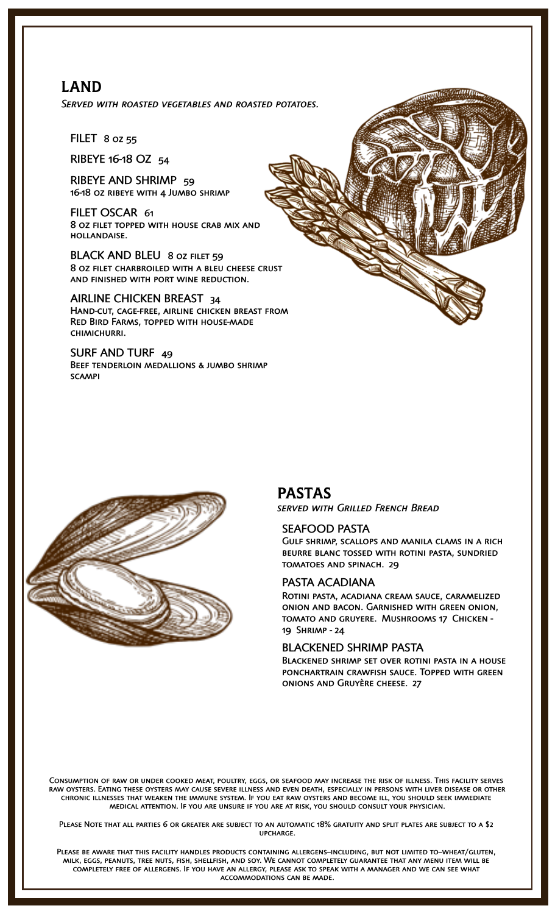## LAND

*Served with roasted vegetables and roasted potatoes.*

FILET 8 oz 55

RIBEYE 16-18 OZ 54

RIBEYE AND SHRIMP 59
16-18 oz ribeye with 4 Jumbo shrimp

FILET OSCAR 61
8 oz filet topped with house crab mix and hollandaise.

BLACK AND BLEU 8 oz filet 59
8 oz filet charbroiled with a bleu cheese crust and finished with port wine reduction.

AIRLINE CHICKEN BREAST 34
Hand-cut, cage-free, airline chicken breast from Red Bird Farms, topped with house-made chimichurri.

SURF AND TURF 49
Beef tenderloin medallions & jumbo shrimp scampi

## PASTAS

*served with Grilled French Bread*

SEAFOOD PASTA
Gulf shrimp, scallops and manila clams in a rich beurre blanc tossed with rotini pasta, sundried tomatoes and spinach. 29

PASTA ACADIANA
Rotini pasta, acadiana cream sauce, caramelized onion and bacon. Garnished with green onion, tomato and gruyere. Mushrooms 17 Chicken - 19 Shrimp - 24

BLACKENED SHRIMP PASTA
Blackened shrimp set over rotini pasta in a house ponchartrain crawfish sauce. Topped with green onions and Gruyère cheese. 27

Consumption of raw or under cooked meat, poultry, eggs, or seafood may increase the risk of illness. This facility serves raw oysters. Eating these oysters may cause severe illness and even death, especially in persons with liver disease or other chronic illnesses that weaken the immune system. If you eat raw oysters and become ill, you should seek immediate medical attention. If you are unsure if you are at risk, you should consult your physician.

Please Note that all parties 6 or greater are subject to an automatic 18% gratuity and split plates are subject to a $2 upcharge.

Please be aware that this facility handles products containing allergens–including, but not limited to–wheat/gluten, milk, eggs, peanuts, tree nuts, fish, shellfish, and soy. We cannot completely guarantee that any menu item will be completely free of allergens. If you have an allergy, please ask to speak with a manager and we can see what accommodations can be made.